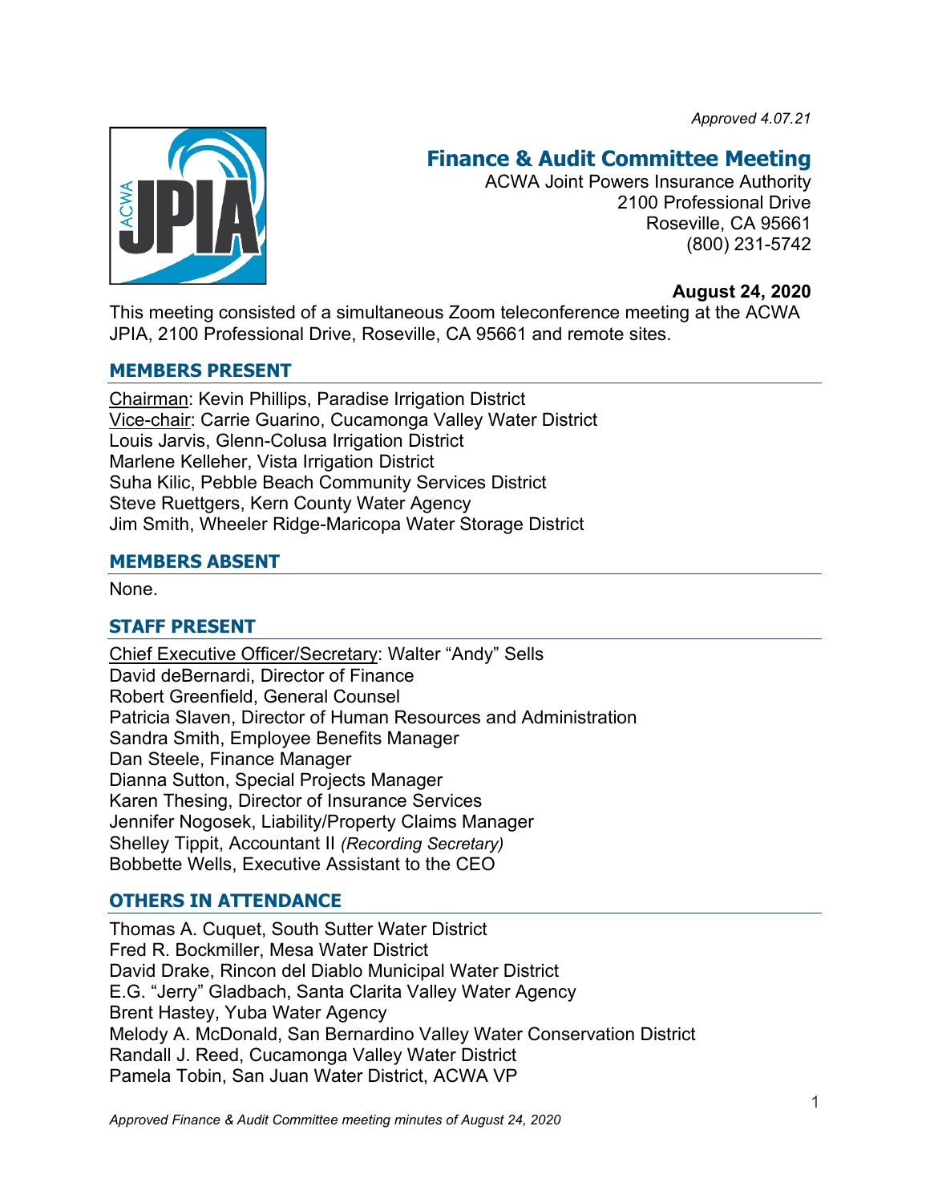*Approved 4.07.21*

# Finance & Audit Committee Meeting

ACWA Joint Powers Insurance Authority
2100 Professional Drive
Roseville, CA 95661
(800) 231-5742

**August 24, 2020**

This meeting consisted of a simultaneous Zoom teleconference meeting at the ACWA JPIA, 2100 Professional Drive, Roseville, CA 95661 and remote sites.

## MEMBERS PRESENT

Chairman: Kevin Phillips, Paradise Irrigation District
Vice-chair: Carrie Guarino, Cucamonga Valley Water District
Louis Jarvis, Glenn-Colusa Irrigation District
Marlene Kelleher, Vista Irrigation District
Suha Kilic, Pebble Beach Community Services District
Steve Ruettgers, Kern County Water Agency
Jim Smith, Wheeler Ridge-Maricopa Water Storage District

## MEMBERS ABSENT

None.

## STAFF PRESENT

Chief Executive Officer/Secretary: Walter "Andy" Sells
David deBernardi, Director of Finance
Robert Greenfield, General Counsel
Patricia Slaven, Director of Human Resources and Administration
Sandra Smith, Employee Benefits Manager
Dan Steele, Finance Manager
Dianna Sutton, Special Projects Manager
Karen Thesing, Director of Insurance Services
Jennifer Nogosek, Liability/Property Claims Manager
Shelley Tippit, Accountant II *(Recording Secretary)*
Bobbette Wells, Executive Assistant to the CEO

## OTHERS IN ATTENDANCE

Thomas A. Cuquet, South Sutter Water District
Fred R. Bockmiller, Mesa Water District
David Drake, Rincon del Diablo Municipal Water District
E.G. "Jerry" Gladbach, Santa Clarita Valley Water Agency
Brent Hastey, Yuba Water Agency
Melody A. McDonald, San Bernardino Valley Water Conservation District
Randall J. Reed, Cucamonga Valley Water District
Pamela Tobin, San Juan Water District, ACWA VP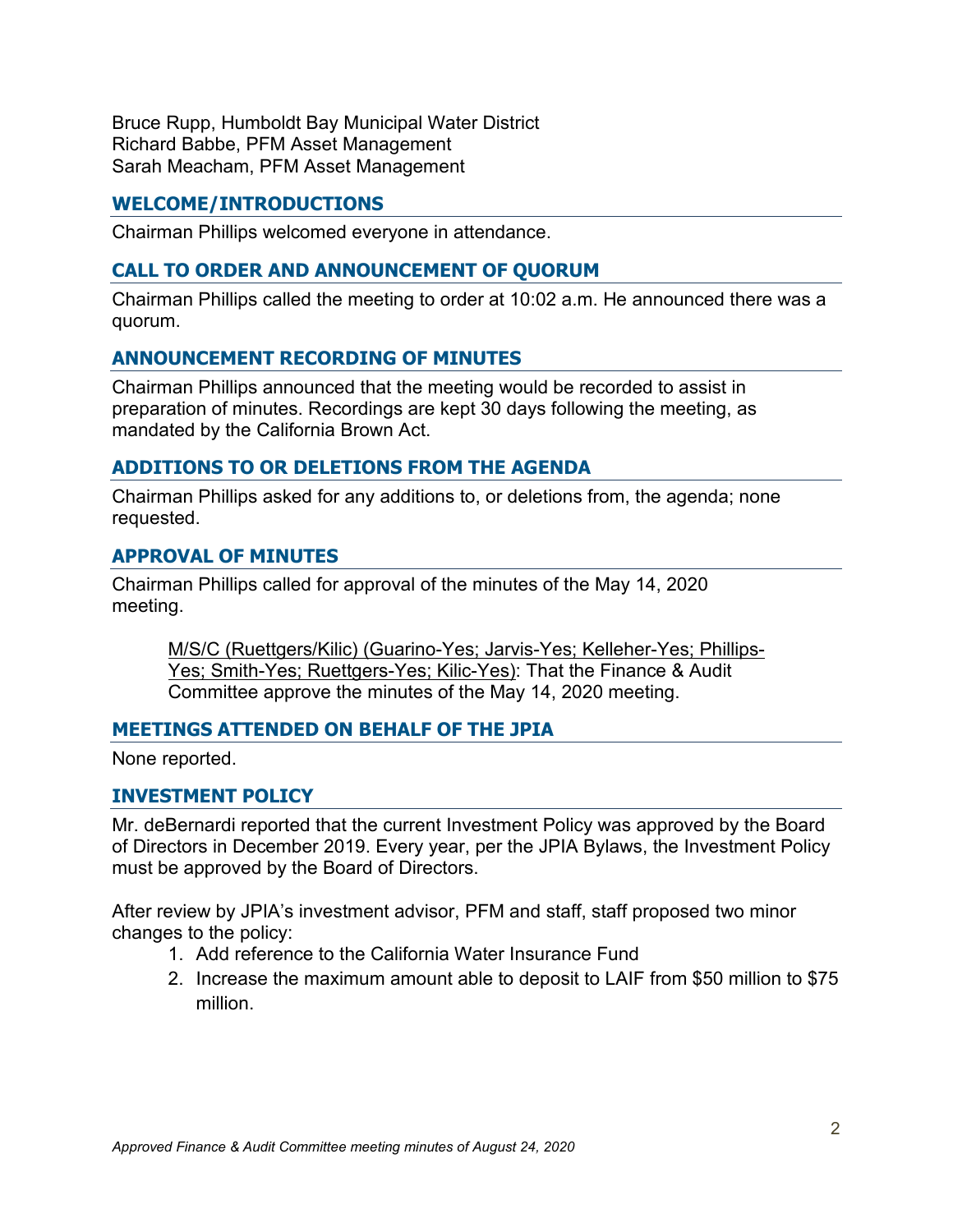Bruce Rupp, Humboldt Bay Municipal Water District
Richard Babbe, PFM Asset Management
Sarah Meacham, PFM Asset Management

## WELCOME/INTRODUCTIONS

Chairman Phillips welcomed everyone in attendance.

## CALL TO ORDER AND ANNOUNCEMENT OF QUORUM

Chairman Phillips called the meeting to order at 10:02 a.m. He announced there was a quorum.

## ANNOUNCEMENT RECORDING OF MINUTES

Chairman Phillips announced that the meeting would be recorded to assist in preparation of minutes. Recordings are kept 30 days following the meeting, as mandated by the California Brown Act.

## ADDITIONS TO OR DELETIONS FROM THE AGENDA

Chairman Phillips asked for any additions to, or deletions from, the agenda; none requested.

## APPROVAL OF MINUTES

Chairman Phillips called for approval of the minutes of the May 14, 2020 meeting.

> M/S/C (Ruettgers/Kilic) (Guarino-Yes; Jarvis-Yes; Kelleher-Yes; Phillips-Yes; Smith-Yes; Ruettgers-Yes; Kilic-Yes): That the Finance & Audit Committee approve the minutes of the May 14, 2020 meeting.

## MEETINGS ATTENDED ON BEHALF OF THE JPIA

None reported.

## INVESTMENT POLICY

Mr. deBernardi reported that the current Investment Policy was approved by the Board of Directors in December 2019. Every year, per the JPIA Bylaws, the Investment Policy must be approved by the Board of Directors.

After review by JPIA's investment advisor, PFM and staff, staff proposed two minor changes to the policy:

1. Add reference to the California Water Insurance Fund
2. Increase the maximum amount able to deposit to LAIF from $50 million to $75 million.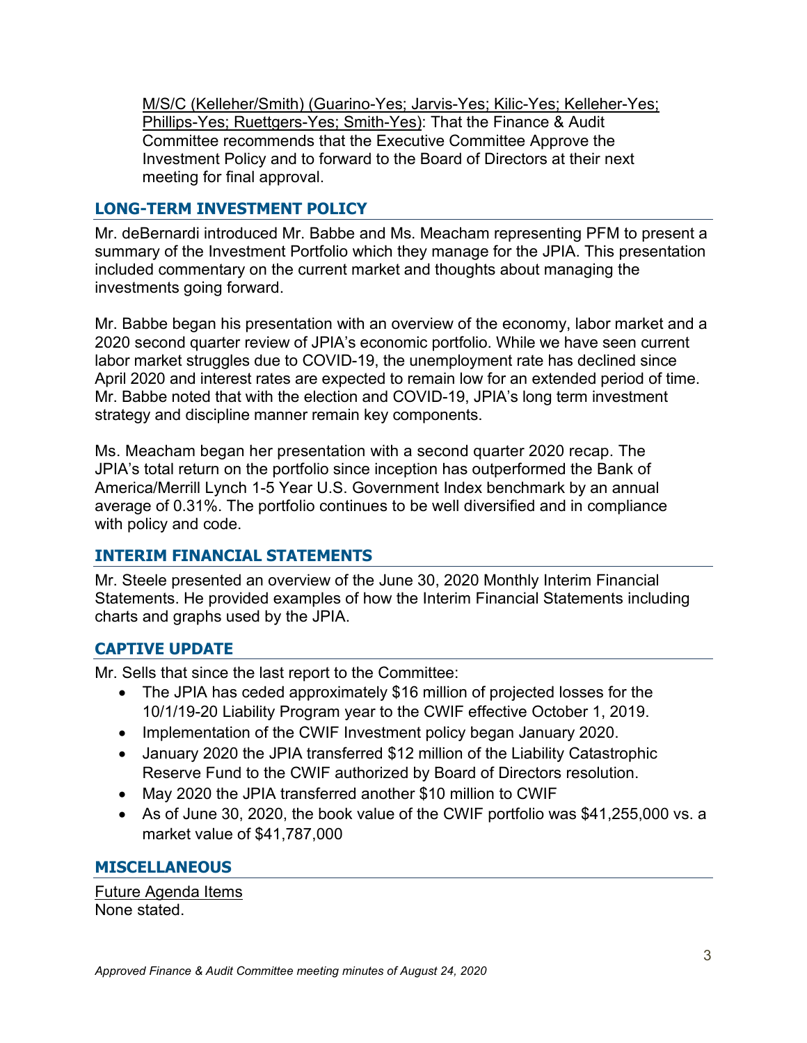M/S/C (Kelleher/Smith) (Guarino-Yes; Jarvis-Yes; Kilic-Yes; Kelleher-Yes; Phillips-Yes; Ruettgers-Yes; Smith-Yes): That the Finance & Audit Committee recommends that the Executive Committee Approve the Investment Policy and to forward to the Board of Directors at their next meeting for final approval.

## LONG-TERM INVESTMENT POLICY

Mr. deBernardi introduced Mr. Babbe and Ms. Meacham representing PFM to present a summary of the Investment Portfolio which they manage for the JPIA. This presentation included commentary on the current market and thoughts about managing the investments going forward.

Mr. Babbe began his presentation with an overview of the economy, labor market and a 2020 second quarter review of JPIA's economic portfolio. While we have seen current labor market struggles due to COVID-19, the unemployment rate has declined since April 2020 and interest rates are expected to remain low for an extended period of time. Mr. Babbe noted that with the election and COVID-19, JPIA's long term investment strategy and discipline manner remain key components.

Ms. Meacham began her presentation with a second quarter 2020 recap. The JPIA's total return on the portfolio since inception has outperformed the Bank of America/Merrill Lynch 1-5 Year U.S. Government Index benchmark by an annual average of 0.31%. The portfolio continues to be well diversified and in compliance with policy and code.

## INTERIM FINANCIAL STATEMENTS

Mr. Steele presented an overview of the June 30, 2020 Monthly Interim Financial Statements. He provided examples of how the Interim Financial Statements including charts and graphs used by the JPIA.

## CAPTIVE UPDATE

Mr. Sells that since the last report to the Committee:

- The JPIA has ceded approximately $16 million of projected losses for the 10/1/19-20 Liability Program year to the CWIF effective October 1, 2019.
- Implementation of the CWIF Investment policy began January 2020.
- January 2020 the JPIA transferred $12 million of the Liability Catastrophic Reserve Fund to the CWIF authorized by Board of Directors resolution.
- May 2020 the JPIA transferred another $10 million to CWIF
- As of June 30, 2020, the book value of the CWIF portfolio was $41,255,000 vs. a market value of $41,787,000

## MISCELLANEOUS

Future Agenda Items
None stated.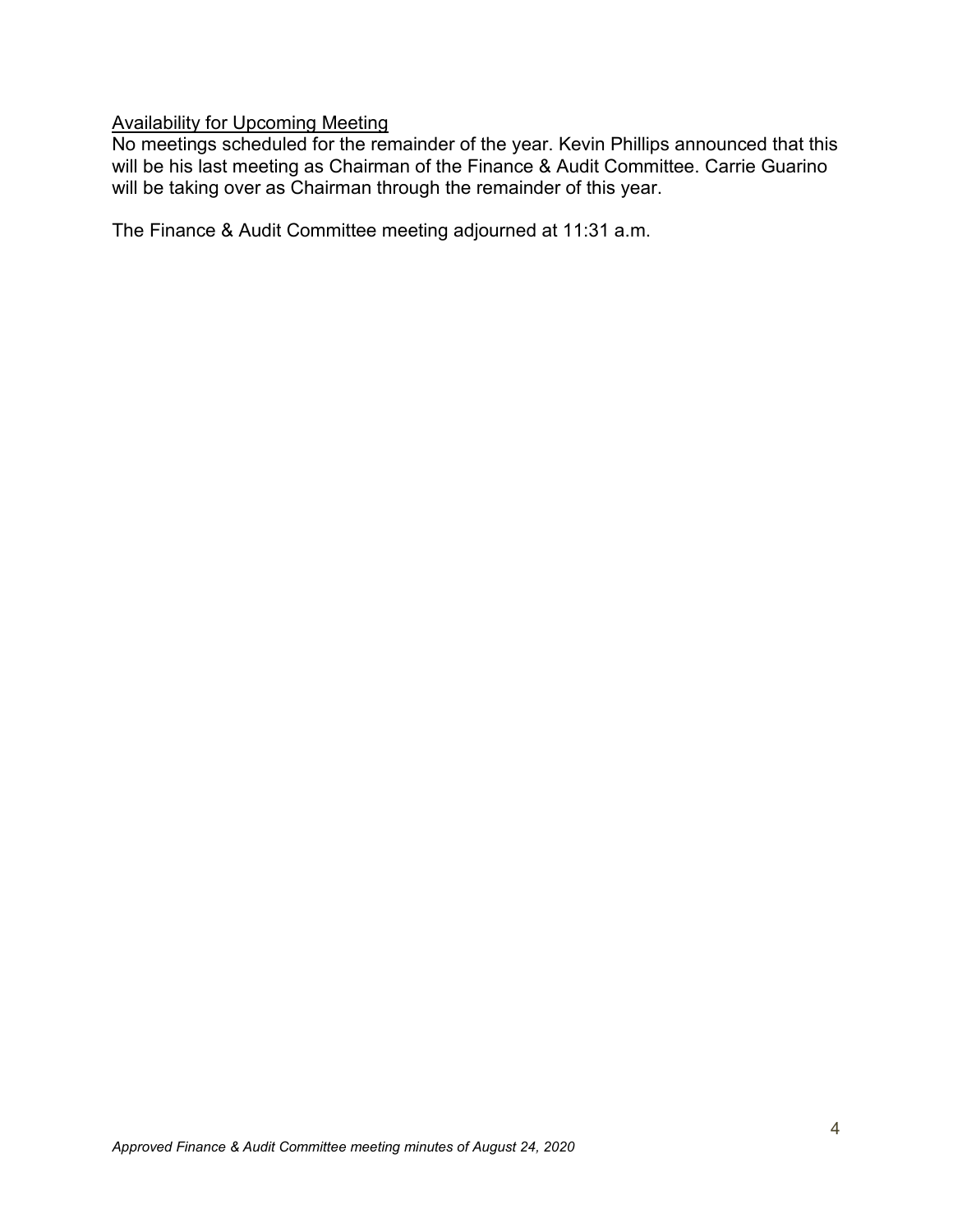Availability for Upcoming Meeting

No meetings scheduled for the remainder of the year. Kevin Phillips announced that this will be his last meeting as Chairman of the Finance & Audit Committee. Carrie Guarino will be taking over as Chairman through the remainder of this year.

The Finance & Audit Committee meeting adjourned at 11:31 a.m.